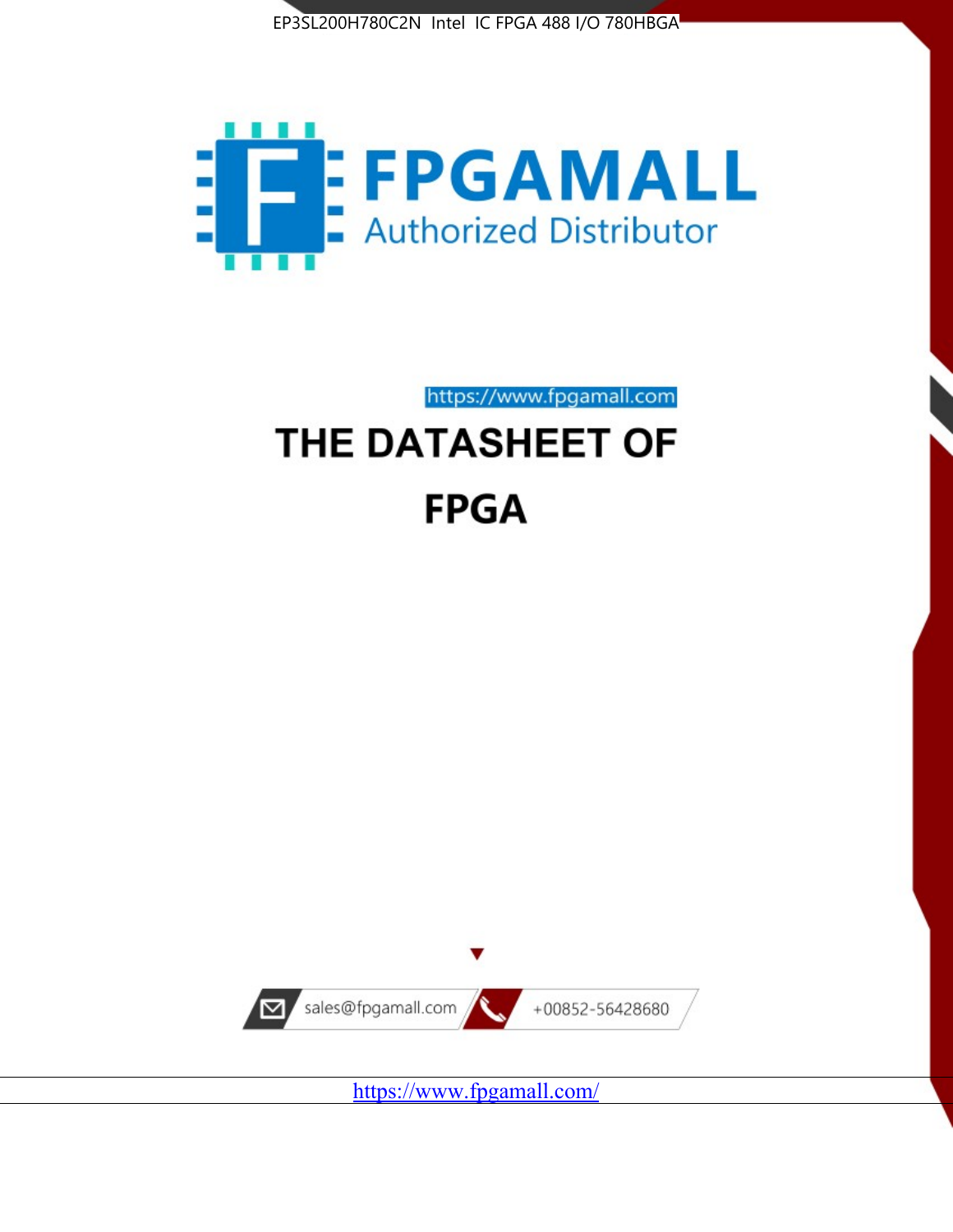EP3SL200H780C2N Intel IC FPGA 488 I/O 780HBGA

FPGAMALL

Authorized Distributor

https://www.fpgamall.com

# THE DATASHEET OF FPGA

sales@fpgamall.com

+00852-56428680

https://www.fpgamall.com/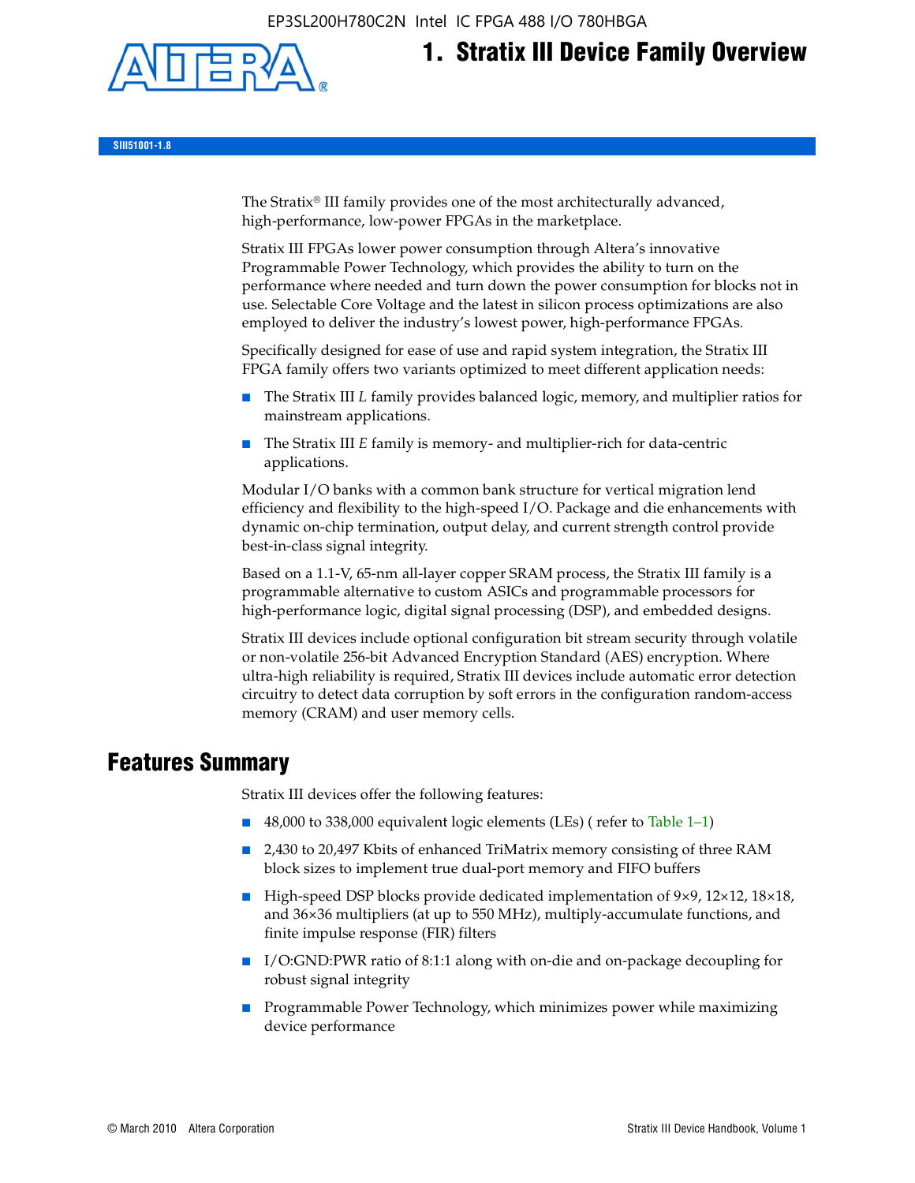EP3SL200H780C2N Intel IC FPGA 488 I/O 780HBGA

# 1. Stratix III Device Family Overview

SIII51001-1.8

The Stratix® III family provides one of the most architecturally advanced, high-performance, low-power FPGAs in the marketplace.

Stratix III FPGAs lower power consumption through Altera's innovative Programmable Power Technology, which provides the ability to turn on the performance where needed and turn down the power consumption for blocks not in use. Selectable Core Voltage and the latest in silicon process optimizations are also employed to deliver the industry's lowest power, high-performance FPGAs.

Specifically designed for ease of use and rapid system integration, the Stratix III FPGA family offers two variants optimized to meet different application needs:

- The Stratix III *L* family provides balanced logic, memory, and multiplier ratios for mainstream applications.
- The Stratix III *E* family is memory- and multiplier-rich for data-centric applications.

Modular I/O banks with a common bank structure for vertical migration lend efficiency and flexibility to the high-speed I/O. Package and die enhancements with dynamic on-chip termination, output delay, and current strength control provide best-in-class signal integrity.

Based on a 1.1-V, 65-nm all-layer copper SRAM process, the Stratix III family is a programmable alternative to custom ASICs and programmable processors for high-performance logic, digital signal processing (DSP), and embedded designs.

Stratix III devices include optional configuration bit stream security through volatile or non-volatile 256-bit Advanced Encryption Standard (AES) encryption. Where ultra-high reliability is required, Stratix III devices include automatic error detection circuitry to detect data corruption by soft errors in the configuration random-access memory (CRAM) and user memory cells.

## Features Summary

Stratix III devices offer the following features:

- 48,000 to 338,000 equivalent logic elements (LEs) ( refer to Table 1–1)
- 2,430 to 20,497 Kbits of enhanced TriMatrix memory consisting of three RAM block sizes to implement true dual-port memory and FIFO buffers
- High-speed DSP blocks provide dedicated implementation of 9×9, 12×12, 18×18, and 36×36 multipliers (at up to 550 MHz), multiply-accumulate functions, and finite impulse response (FIR) filters
- I/O:GND:PWR ratio of 8:1:1 along with on-die and on-package decoupling for robust signal integrity
- Programmable Power Technology, which minimizes power while maximizing device performance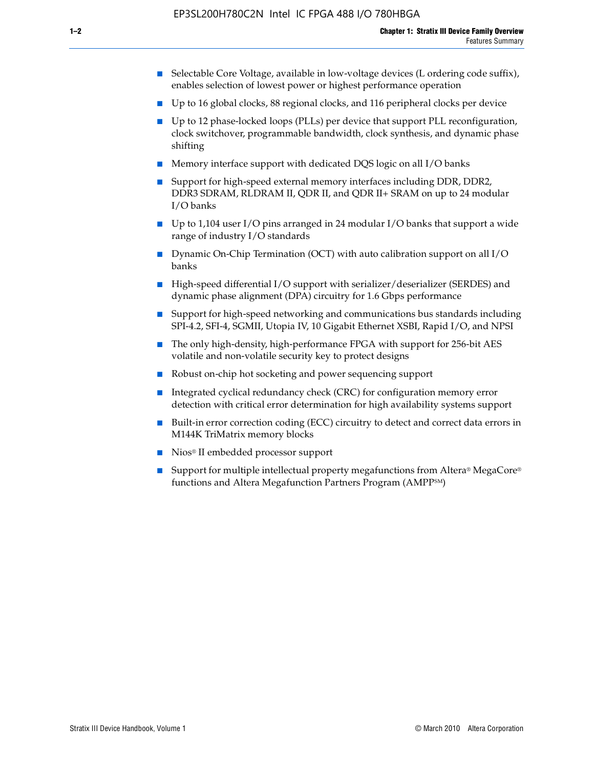- Selectable Core Voltage, available in low-voltage devices (L ordering code suffix), enables selection of lowest power or highest performance operation
- Up to 16 global clocks, 88 regional clocks, and 116 peripheral clocks per device
- Up to 12 phase-locked loops (PLLs) per device that support PLL reconfiguration, clock switchover, programmable bandwidth, clock synthesis, and dynamic phase shifting
- Memory interface support with dedicated DQS logic on all I/O banks
- Support for high-speed external memory interfaces including DDR, DDR2, DDR3 SDRAM, RLDRAM II, QDR II, and QDR II+ SRAM on up to 24 modular I/O banks
- Up to 1,104 user I/O pins arranged in 24 modular I/O banks that support a wide range of industry I/O standards
- Dynamic On-Chip Termination (OCT) with auto calibration support on all I/O banks
- High-speed differential I/O support with serializer/deserializer (SERDES) and dynamic phase alignment (DPA) circuitry for 1.6 Gbps performance
- Support for high-speed networking and communications bus standards including SPI-4.2, SFI-4, SGMII, Utopia IV, 10 Gigabit Ethernet XSBI, Rapid I/O, and NPSI
- The only high-density, high-performance FPGA with support for 256-bit AES volatile and non-volatile security key to protect designs
- Robust on-chip hot socketing and power sequencing support
- Integrated cyclical redundancy check (CRC) for configuration memory error detection with critical error determination for high availability systems support
- Built-in error correction coding (ECC) circuitry to detect and correct data errors in M144K TriMatrix memory blocks
- Nios® II embedded processor support
- Support for multiple intellectual property megafunctions from Altera® MegaCore® functions and Altera Megafunction Partners Program (AMPP℠)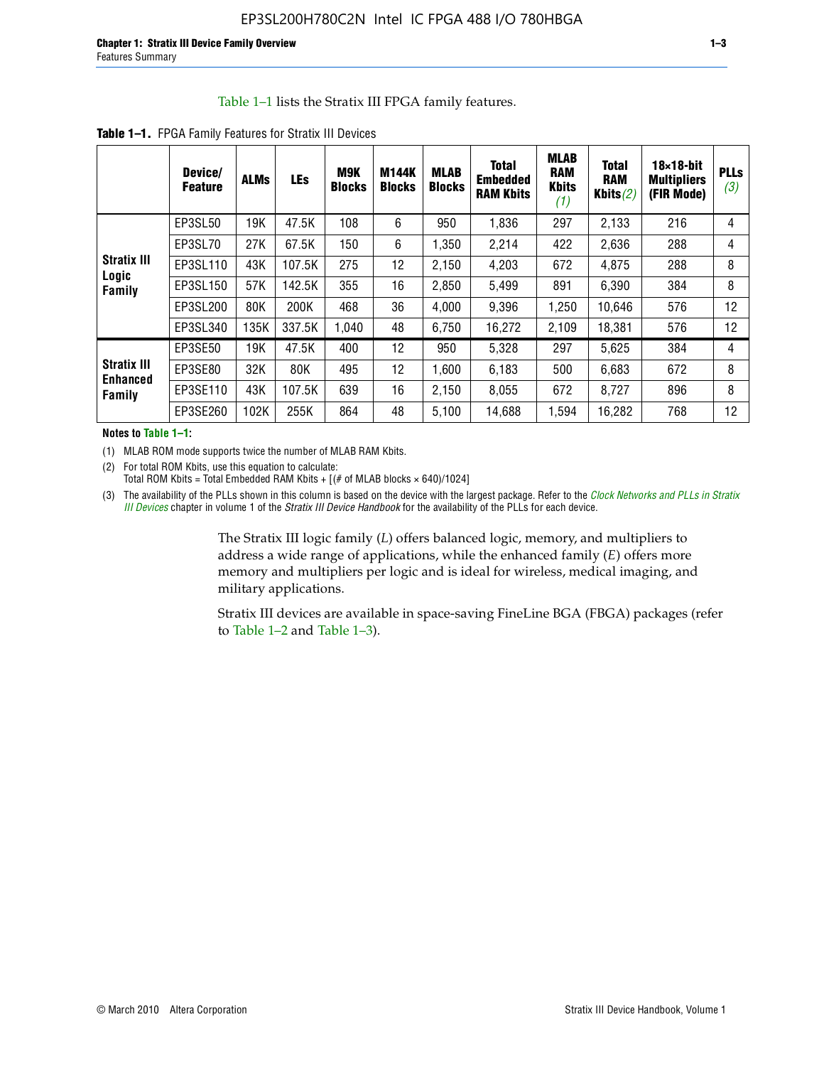Table 1–1 lists the Stratix III FPGA family features.

**Table 1–1.** FPGA Family Features for Stratix III Devices

| | Device/ Feature | ALMs | LEs | M9K Blocks | M144K Blocks | MLAB Blocks | Total Embedded RAM Kbits | MLAB RAM Kbits *(1)* | Total RAM Kbits *(2)* | 18×18-bit Multipliers (FIR Mode) | PLLs *(3)* |
|---|---|---|---|---|---|---|---|---|---|---|---|
| **Stratix III Logic Family** | EP3SL50 | 19K | 47.5K | 108 | 6 | 950 | 1,836 | 297 | 2,133 | 216 | 4 |
| | EP3SL70 | 27K | 67.5K | 150 | 6 | 1,350 | 2,214 | 422 | 2,636 | 288 | 4 |
| | EP3SL110 | 43K | 107.5K | 275 | 12 | 2,150 | 4,203 | 672 | 4,875 | 288 | 8 |
| | EP3SL150 | 57K | 142.5K | 355 | 16 | 2,850 | 5,499 | 891 | 6,390 | 384 | 8 |
| | EP3SL200 | 80K | 200K | 468 | 36 | 4,000 | 9,396 | 1,250 | 10,646 | 576 | 12 |
| | EP3SL340 | 135K | 337.5K | 1,040 | 48 | 6,750 | 16,272 | 2,109 | 18,381 | 576 | 12 |
| **Stratix III Enhanced Family** | EP3SE50 | 19K | 47.5K | 400 | 12 | 950 | 5,328 | 297 | 5,625 | 384 | 4 |
| | EP3SE80 | 32K | 80K | 495 | 12 | 1,600 | 6,183 | 500 | 6,683 | 672 | 8 |
| | EP3SE110 | 43K | 107.5K | 639 | 16 | 2,150 | 8,055 | 672 | 8,727 | 896 | 8 |
| | EP3SE260 | 102K | 255K | 864 | 48 | 5,100 | 14,688 | 1,594 | 16,282 | 768 | 12 |

**Notes to Table 1–1:**

(1) MLAB ROM mode supports twice the number of MLAB RAM Kbits.

(2) For total ROM Kbits, use this equation to calculate:
Total ROM Kbits = Total Embedded RAM Kbits + [(# of MLAB blocks × 640)/1024]

(3) The availability of the PLLs shown in this column is based on the device with the largest package. Refer to the *Clock Networks and PLLs in Stratix III Devices* chapter in volume 1 of the *Stratix III Device Handbook* for the availability of the PLLs for each device.

The Stratix III logic family (*L*) offers balanced logic, memory, and multipliers to address a wide range of applications, while the enhanced family (*E*) offers more memory and multipliers per logic and is ideal for wireless, medical imaging, and military applications.

Stratix III devices are available in space-saving FineLine BGA (FBGA) packages (refer to Table 1–2 and Table 1–3).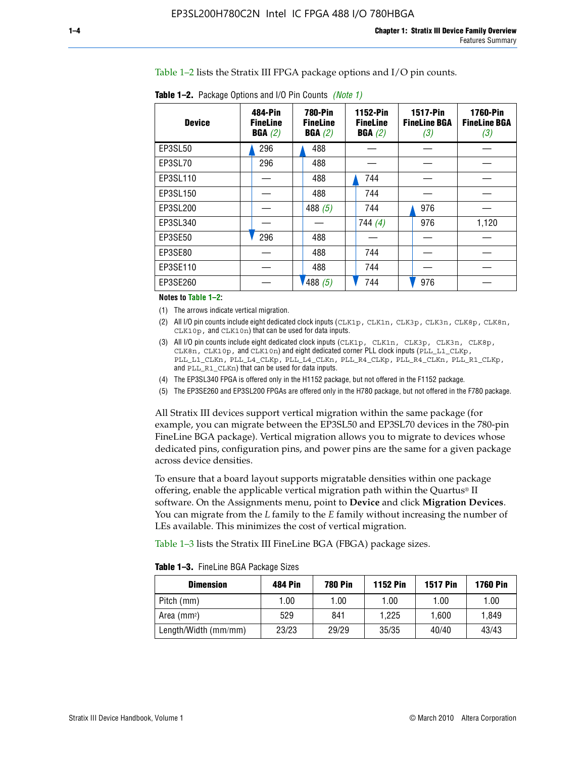Table 1–2 lists the Stratix III FPGA package options and I/O pin counts.

**Table 1–2.** Package Options and I/O Pin Counts *(Note 1)*

| Device | 484-Pin FineLine BGA *(2)* | 780-Pin FineLine BGA *(2)* | 1152-Pin FineLine BGA *(2)* | 1517-Pin FineLine BGA *(3)* | 1760-Pin FineLine BGA *(3)* |
|---|---|---|---|---|---|
| EP3SL50 | 296 | 488 | — | — | — |
| EP3SL70 | 296 | 488 | — | — | — |
| EP3SL110 | — | 488 | 744 | — | — |
| EP3SL150 | — | 488 | 744 | — | — |
| EP3SL200 | — | 488 *(5)* | 744 | 976 | — |
| EP3SL340 | — | — | 744 *(4)* | 976 | 1,120 |
| EP3SE50 | 296 | 488 | — | — | — |
| EP3SE80 | — | 488 | 744 | — | — |
| EP3SE110 | — | 488 | 744 | — | — |
| EP3SE260 | — | 488 *(5)* | 744 | 976 | — |

**Notes to Table 1–2:**

(1) The arrows indicate vertical migration.

(2) All I/O pin counts include eight dedicated clock inputs (`CLK1p`, `CLK1n`, `CLK3p`, `CLK3n`, `CLK8p`, `CLK8n`, `CLK10p`, and `CLK10n`) that can be used for data inputs.

(3) All I/O pin counts include eight dedicated clock inputs (`CLK1p`, `CLK1n`, `CLK3p`, `CLK3n`, `CLK8p`, `CLK8n`, `CLK10p`, and `CLK10n`) and eight dedicated corner PLL clock inputs (`PLL_L1_CLKp`, `PLL_L1_CLKn`, `PLL_L4_CLKp`, `PLL_L4_CLKn`, `PLL_R4_CLKp`, `PLL_R4_CLKn`, `PLL_R1_CLKp`, and `PLL_R1_CLKn`) that can be used for data inputs.

(4) The EP3SL340 FPGA is offered only in the H1152 package, but not offered in the F1152 package.

(5) The EP3SE260 and EP3SL200 FPGAs are offered only in the H780 package, but not offered in the F780 package.

All Stratix III devices support vertical migration within the same package (for example, you can migrate between the EP3SL50 and EP3SL70 devices in the 780-pin FineLine BGA package). Vertical migration allows you to migrate to devices whose dedicated pins, configuration pins, and power pins are the same for a given package across device densities.

To ensure that a board layout supports migratable densities within one package offering, enable the applicable vertical migration path within the Quartus® II software. On the Assignments menu, point to **Device** and click **Migration Devices**. You can migrate from the *L* family to the *E* family without increasing the number of LEs available. This minimizes the cost of vertical migration.

Table 1–3 lists the Stratix III FineLine BGA (FBGA) package sizes.

**Table 1–3.** FineLine BGA Package Sizes

| Dimension | 484 Pin | 780 Pin | 1152 Pin | 1517 Pin | 1760 Pin |
|---|---|---|---|---|---|
| Pitch (mm) | 1.00 | 1.00 | 1.00 | 1.00 | 1.00 |
| Area ($mm^2$) | 529 | 841 | 1,225 | 1,600 | 1,849 |
| Length/Width (mm/mm) | 23/23 | 29/29 | 35/35 | 40/40 | 43/43 |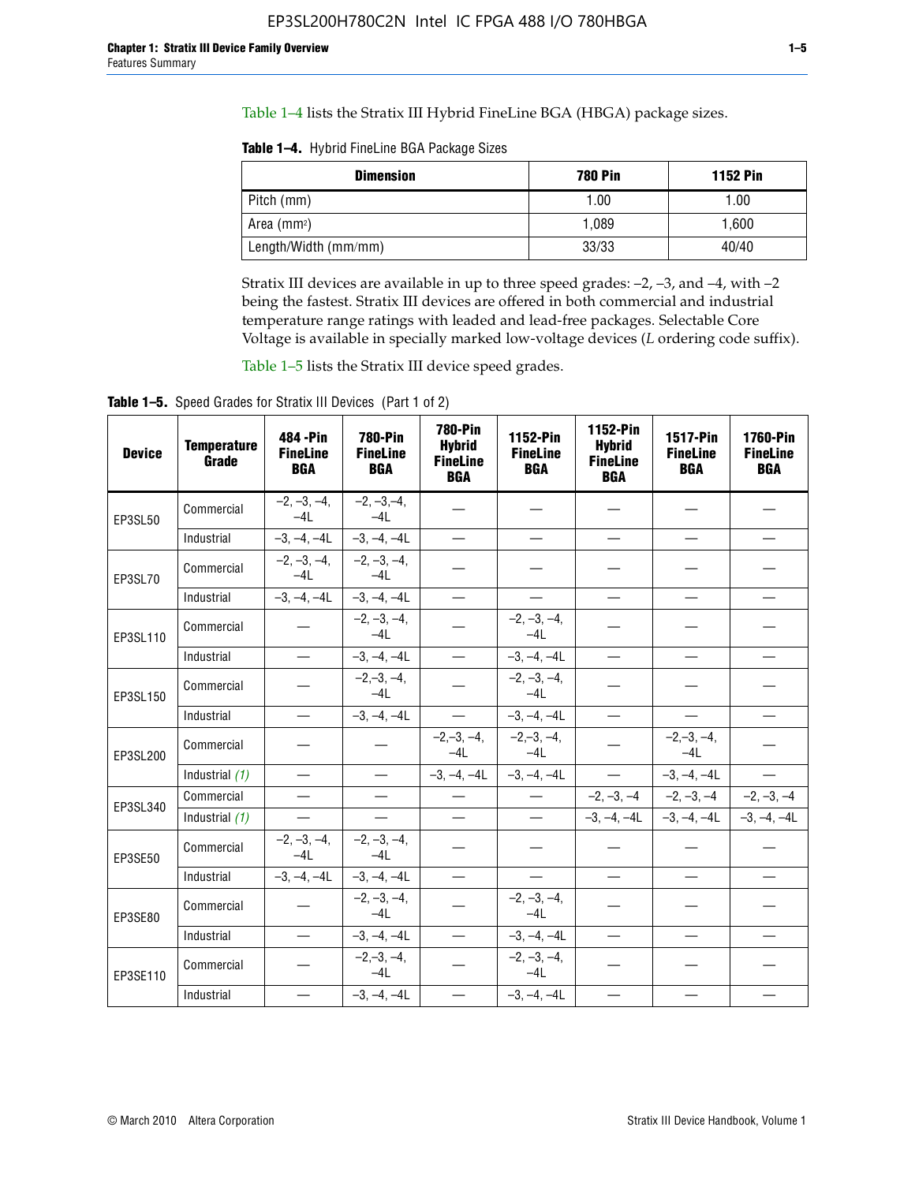Table 1–4 lists the Stratix III Hybrid FineLine BGA (HBGA) package sizes.

**Table 1–4.** Hybrid FineLine BGA Package Sizes

| Dimension | 780 Pin | 1152 Pin |
|---|---|---|
| Pitch (mm) | 1.00 | 1.00 |
| Area (mm²) | 1,089 | 1,600 |
| Length/Width (mm/mm) | 33/33 | 40/40 |

Stratix III devices are available in up to three speed grades: –2, –3, and –4, with –2 being the fastest. Stratix III devices are offered in both commercial and industrial temperature range ratings with leaded and lead-free packages. Selectable Core Voltage is available in specially marked low-voltage devices (*L* ordering code suffix).

Table 1–5 lists the Stratix III device speed grades.

**Table 1–5.** Speed Grades for Stratix III Devices (Part 1 of 2)

| Device | Temperature Grade | 484 -Pin FineLine BGA | 780-Pin FineLine BGA | 780-Pin Hybrid FineLine BGA | 1152-Pin FineLine BGA | 1152-Pin Hybrid FineLine BGA | 1517-Pin FineLine BGA | 1760-Pin FineLine BGA |
|---|---|---|---|---|---|---|---|---|
| EP3SL50 | Commercial | –2, –3, –4, –4L | –2, –3,–4, –4L | — | — | — | — | — |
| | Industrial | –3, –4, –4L | –3, –4, –4L | — | — | — | — | — |
| EP3SL70 | Commercial | –2, –3, –4, –4L | –2, –3, –4, –4L | — | — | — | — | — |
| | Industrial | –3, –4, –4L | –3, –4, –4L | — | — | — | — | — |
| EP3SL110 | Commercial | — | –2, –3, –4, –4L | — | –2, –3, –4, –4L | — | — | — |
| | Industrial | — | –3, –4, –4L | — | –3, –4, –4L | — | — | — |
| EP3SL150 | Commercial | — | –2,–3, –4, –4L | — | –2, –3, –4, –4L | — | — | — |
| | Industrial | — | –3, –4, –4L | — | –3, –4, –4L | — | — | — |
| EP3SL200 | Commercial | — | — | –2,–3, –4, –4L | –2,–3, –4, –4L | — | –2,–3, –4, –4L | — |
| | Industrial *(1)* | — | — | –3, –4, –4L | –3, –4, –4L | — | –3, –4, –4L | — |
| EP3SL340 | Commercial | — | — | — | — | –2, –3, –4 | –2, –3, –4 | –2, –3, –4 |
| | Industrial *(1)* | — | — | — | — | –3, –4, –4L | –3, –4, –4L | –3, –4, –4L |
| EP3SE50 | Commercial | –2, –3, –4, –4L | –2, –3, –4, –4L | — | — | — | — | — |
| | Industrial | –3, –4, –4L | –3, –4, –4L | — | — | — | — | — |
| EP3SE80 | Commercial | — | –2, –3, –4, –4L | — | –2, –3, –4, –4L | — | — | — |
| | Industrial | — | –3, –4, –4L | — | –3, –4, –4L | — | — | — |
| EP3SE110 | Commercial | — | –2,–3, –4, –4L | — | –2, –3, –4, –4L | — | — | — |
| | Industrial | — | –3, –4, –4L | — | –3, –4, –4L | — | — | — |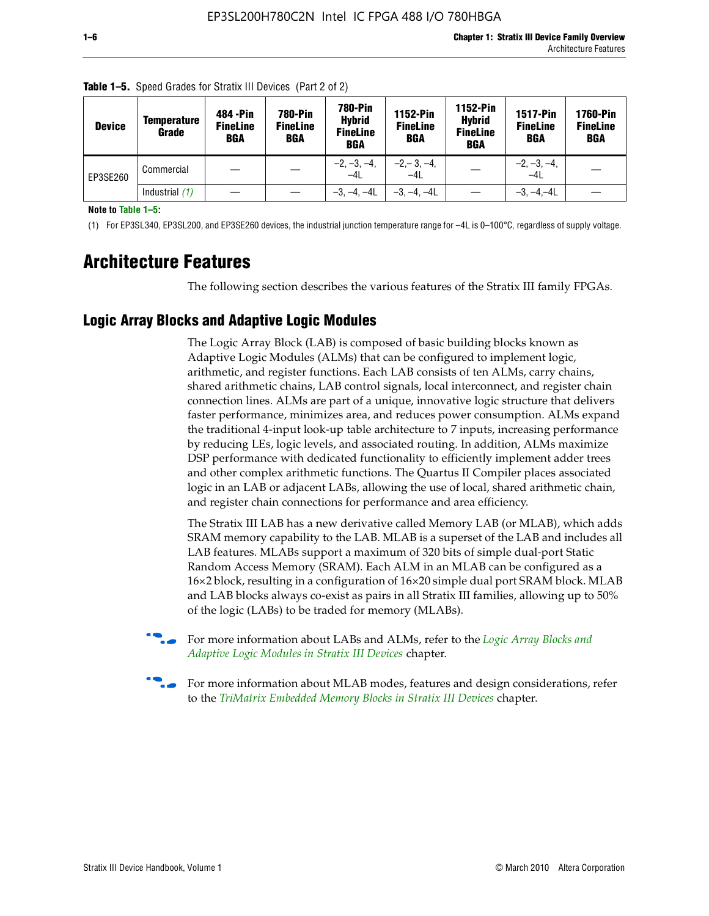**Table 1–5.** Speed Grades for Stratix III Devices (Part 2 of 2)

| Device | Temperature Grade | 484 -Pin FineLine BGA | 780-Pin FineLine BGA | 780-Pin Hybrid FineLine BGA | 1152-Pin FineLine BGA | 1152-Pin Hybrid FineLine BGA | 1517-Pin FineLine BGA | 1760-Pin FineLine BGA |
|---|---|---|---|---|---|---|---|---|
| EP3SE260 | Commercial | — | — | –2, –3, –4, –4L | –2,– 3, –4, –4L | — | –2, –3, –4, –4L | — |
| | Industrial *(1)* | — | — | –3, –4, –4L | –3, –4, –4L | — | –3, –4,–4L | — |

**Note to Table 1–5:**

(1) For EP3SL340, EP3SL200, and EP3SE260 devices, the industrial junction temperature range for –4L is 0–100°C, regardless of supply voltage.

# Architecture Features

The following section describes the various features of the Stratix III family FPGAs.

## Logic Array Blocks and Adaptive Logic Modules

The Logic Array Block (LAB) is composed of basic building blocks known as Adaptive Logic Modules (ALMs) that can be configured to implement logic, arithmetic, and register functions. Each LAB consists of ten ALMs, carry chains, shared arithmetic chains, LAB control signals, local interconnect, and register chain connection lines. ALMs are part of a unique, innovative logic structure that delivers faster performance, minimizes area, and reduces power consumption. ALMs expand the traditional 4-input look-up table architecture to 7 inputs, increasing performance by reducing LEs, logic levels, and associated routing. In addition, ALMs maximize DSP performance with dedicated functionality to efficiently implement adder trees and other complex arithmetic functions. The Quartus II Compiler places associated logic in an LAB or adjacent LABs, allowing the use of local, shared arithmetic chain, and register chain connections for performance and area efficiency.

The Stratix III LAB has a new derivative called Memory LAB (or MLAB), which adds SRAM memory capability to the LAB. MLAB is a superset of the LAB and includes all LAB features. MLABs support a maximum of 320 bits of simple dual-port Static Random Access Memory (SRAM). Each ALM in an MLAB can be configured as a 16×2 block, resulting in a configuration of 16×20 simple dual port SRAM block. MLAB and LAB blocks always co-exist as pairs in all Stratix III families, allowing up to 50% of the logic (LABs) to be traded for memory (MLABs).

For more information about LABs and ALMs, refer to the *Logic Array Blocks and Adaptive Logic Modules in Stratix III Devices* chapter.

For more information about MLAB modes, features and design considerations, refer to the *TriMatrix Embedded Memory Blocks in Stratix III Devices* chapter.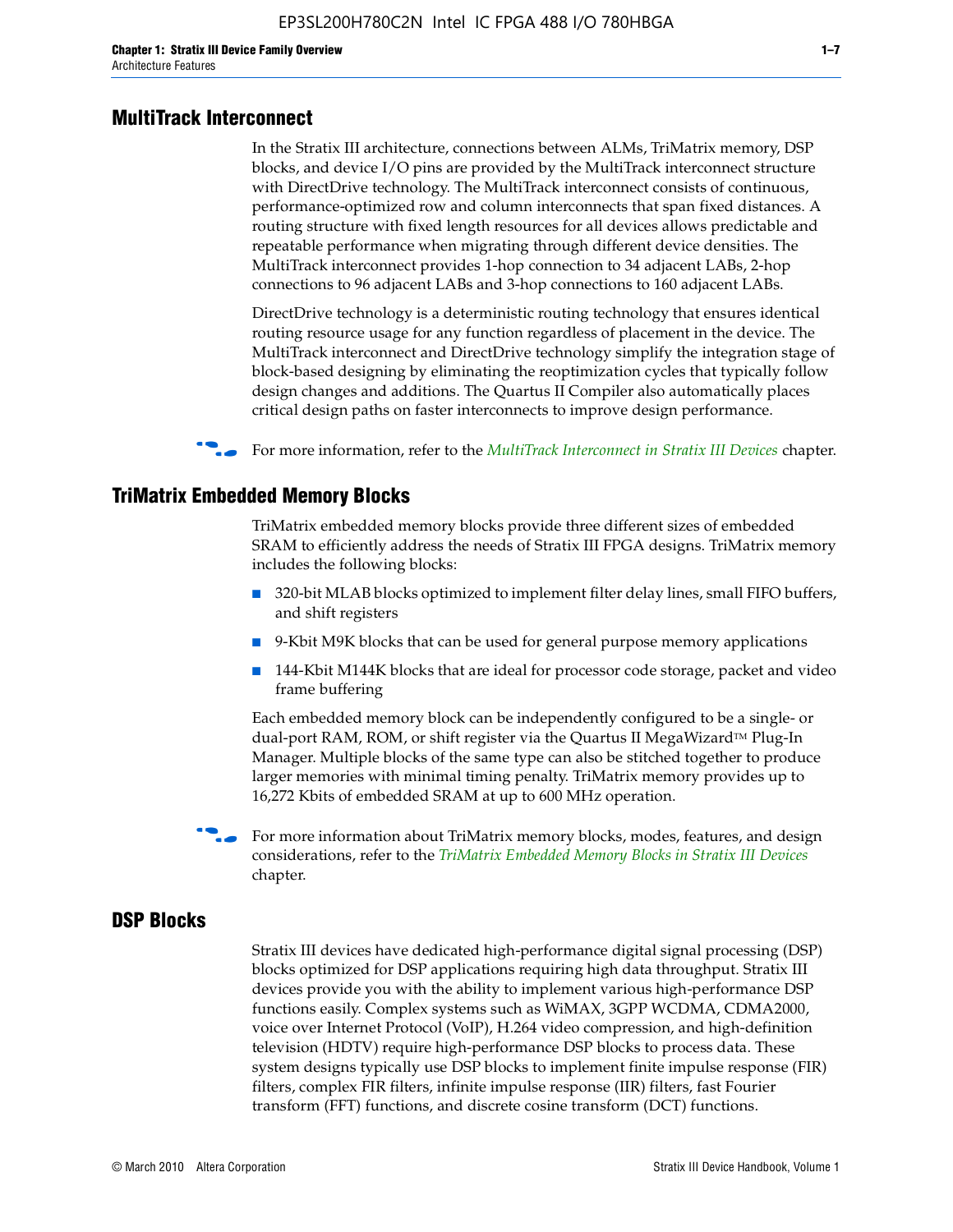## MultiTrack Interconnect

In the Stratix III architecture, connections between ALMs, TriMatrix memory, DSP blocks, and device I/O pins are provided by the MultiTrack interconnect structure with DirectDrive technology. The MultiTrack interconnect consists of continuous, performance-optimized row and column interconnects that span fixed distances. A routing structure with fixed length resources for all devices allows predictable and repeatable performance when migrating through different device densities. The MultiTrack interconnect provides 1-hop connection to 34 adjacent LABs, 2-hop connections to 96 adjacent LABs and 3-hop connections to 160 adjacent LABs.

DirectDrive technology is a deterministic routing technology that ensures identical routing resource usage for any function regardless of placement in the device. The MultiTrack interconnect and DirectDrive technology simplify the integration stage of block-based designing by eliminating the reoptimization cycles that typically follow design changes and additions. The Quartus II Compiler also automatically places critical design paths on faster interconnects to improve design performance.

For more information, refer to the *MultiTrack Interconnect in Stratix III Devices* chapter.

## TriMatrix Embedded Memory Blocks

TriMatrix embedded memory blocks provide three different sizes of embedded SRAM to efficiently address the needs of Stratix III FPGA designs. TriMatrix memory includes the following blocks:

- 320-bit MLAB blocks optimized to implement filter delay lines, small FIFO buffers, and shift registers
- 9-Kbit M9K blocks that can be used for general purpose memory applications
- 144-Kbit M144K blocks that are ideal for processor code storage, packet and video frame buffering

Each embedded memory block can be independently configured to be a single- or dual-port RAM, ROM, or shift register via the Quartus II MegaWizard™ Plug-In Manager. Multiple blocks of the same type can also be stitched together to produce larger memories with minimal timing penalty. TriMatrix memory provides up to 16,272 Kbits of embedded SRAM at up to 600 MHz operation.

For more information about TriMatrix memory blocks, modes, features, and design considerations, refer to the *TriMatrix Embedded Memory Blocks in Stratix III Devices* chapter.

## DSP Blocks

Stratix III devices have dedicated high-performance digital signal processing (DSP) blocks optimized for DSP applications requiring high data throughput. Stratix III devices provide you with the ability to implement various high-performance DSP functions easily. Complex systems such as WiMAX, 3GPP WCDMA, CDMA2000, voice over Internet Protocol (VoIP), H.264 video compression, and high-definition television (HDTV) require high-performance DSP blocks to process data. These system designs typically use DSP blocks to implement finite impulse response (FIR) filters, complex FIR filters, infinite impulse response (IIR) filters, fast Fourier transform (FFT) functions, and discrete cosine transform (DCT) functions.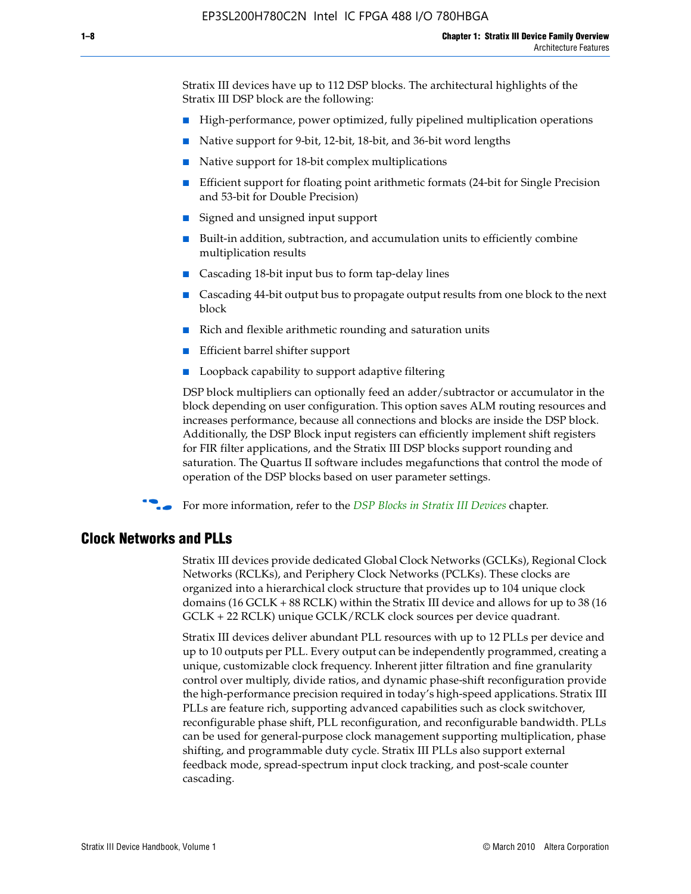Stratix III devices have up to 112 DSP blocks. The architectural highlights of the Stratix III DSP block are the following:

- High-performance, power optimized, fully pipelined multiplication operations
- Native support for 9-bit, 12-bit, 18-bit, and 36-bit word lengths
- Native support for 18-bit complex multiplications
- Efficient support for floating point arithmetic formats (24-bit for Single Precision and 53-bit for Double Precision)
- Signed and unsigned input support
- Built-in addition, subtraction, and accumulation units to efficiently combine multiplication results
- Cascading 18-bit input bus to form tap-delay lines
- Cascading 44-bit output bus to propagate output results from one block to the next block
- Rich and flexible arithmetic rounding and saturation units
- Efficient barrel shifter support
- Loopback capability to support adaptive filtering

DSP block multipliers can optionally feed an adder/subtractor or accumulator in the block depending on user configuration. This option saves ALM routing resources and increases performance, because all connections and blocks are inside the DSP block. Additionally, the DSP Block input registers can efficiently implement shift registers for FIR filter applications, and the Stratix III DSP blocks support rounding and saturation. The Quartus II software includes megafunctions that control the mode of operation of the DSP blocks based on user parameter settings.

For more information, refer to the *DSP Blocks in Stratix III Devices* chapter.

## Clock Networks and PLLs

Stratix III devices provide dedicated Global Clock Networks (GCLKs), Regional Clock Networks (RCLKs), and Periphery Clock Networks (PCLKs). These clocks are organized into a hierarchical clock structure that provides up to 104 unique clock domains (16 GCLK + 88 RCLK) within the Stratix III device and allows for up to 38 (16 GCLK + 22 RCLK) unique GCLK/RCLK clock sources per device quadrant.

Stratix III devices deliver abundant PLL resources with up to 12 PLLs per device and up to 10 outputs per PLL. Every output can be independently programmed, creating a unique, customizable clock frequency. Inherent jitter filtration and fine granularity control over multiply, divide ratios, and dynamic phase-shift reconfiguration provide the high-performance precision required in today's high-speed applications. Stratix III PLLs are feature rich, supporting advanced capabilities such as clock switchover, reconfigurable phase shift, PLL reconfiguration, and reconfigurable bandwidth. PLLs can be used for general-purpose clock management supporting multiplication, phase shifting, and programmable duty cycle. Stratix III PLLs also support external feedback mode, spread-spectrum input clock tracking, and post-scale counter cascading.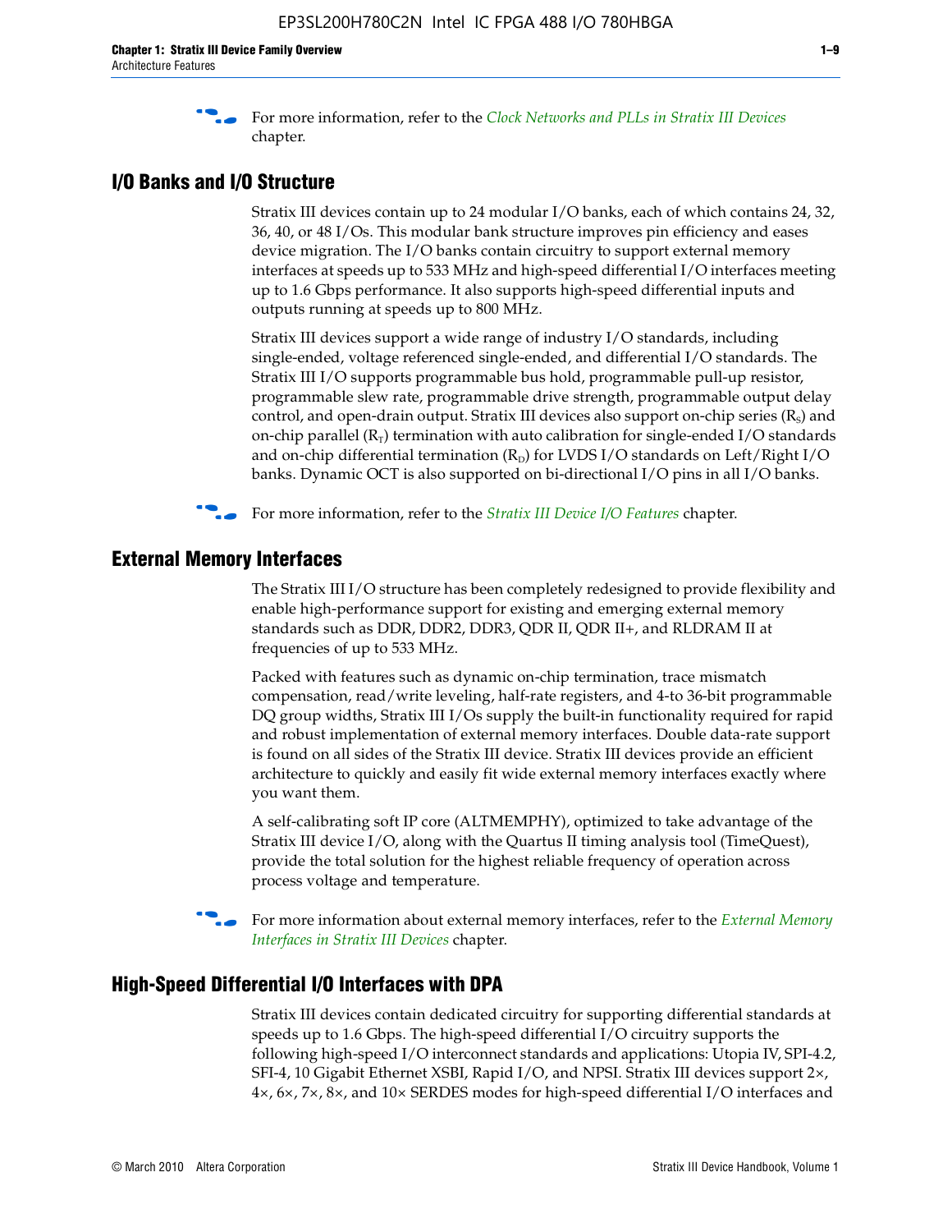For more information, refer to the *Clock Networks and PLLs in Stratix III Devices* chapter.

## I/O Banks and I/O Structure

Stratix III devices contain up to 24 modular I/O banks, each of which contains 24, 32, 36, 40, or 48 I/Os. This modular bank structure improves pin efficiency and eases device migration. The I/O banks contain circuitry to support external memory interfaces at speeds up to 533 MHz and high-speed differential I/O interfaces meeting up to 1.6 Gbps performance. It also supports high-speed differential inputs and outputs running at speeds up to 800 MHz.

Stratix III devices support a wide range of industry I/O standards, including single-ended, voltage referenced single-ended, and differential I/O standards. The Stratix III I/O supports programmable bus hold, programmable pull-up resistor, programmable slew rate, programmable drive strength, programmable output delay control, and open-drain output. Stratix III devices also support on-chip series ($R_S$) and on-chip parallel ($R_T$) termination with auto calibration for single-ended I/O standards and on-chip differential termination ($R_D$) for LVDS I/O standards on Left/Right I/O banks. Dynamic OCT is also supported on bi-directional I/O pins in all I/O banks.

For more information, refer to the *Stratix III Device I/O Features* chapter.

## External Memory Interfaces

The Stratix III I/O structure has been completely redesigned to provide flexibility and enable high-performance support for existing and emerging external memory standards such as DDR, DDR2, DDR3, QDR II, QDR II+, and RLDRAM II at frequencies of up to 533 MHz.

Packed with features such as dynamic on-chip termination, trace mismatch compensation, read/write leveling, half-rate registers, and 4-to 36-bit programmable DQ group widths, Stratix III I/Os supply the built-in functionality required for rapid and robust implementation of external memory interfaces. Double data-rate support is found on all sides of the Stratix III device. Stratix III devices provide an efficient architecture to quickly and easily fit wide external memory interfaces exactly where you want them.

A self-calibrating soft IP core (ALTMEMPHY), optimized to take advantage of the Stratix III device I/O, along with the Quartus II timing analysis tool (TimeQuest), provide the total solution for the highest reliable frequency of operation across process voltage and temperature.

For more information about external memory interfaces, refer to the *External Memory Interfaces in Stratix III Devices* chapter.

## High-Speed Differential I/O Interfaces with DPA

Stratix III devices contain dedicated circuitry for supporting differential standards at speeds up to 1.6 Gbps. The high-speed differential I/O circuitry supports the following high-speed I/O interconnect standards and applications: Utopia IV, SPI-4.2, SFI-4, 10 Gigabit Ethernet XSBI, Rapid I/O, and NPSI. Stratix III devices support 2×, 4×, 6×, 7×, 8×, and 10× SERDES modes for high-speed differential I/O interfaces and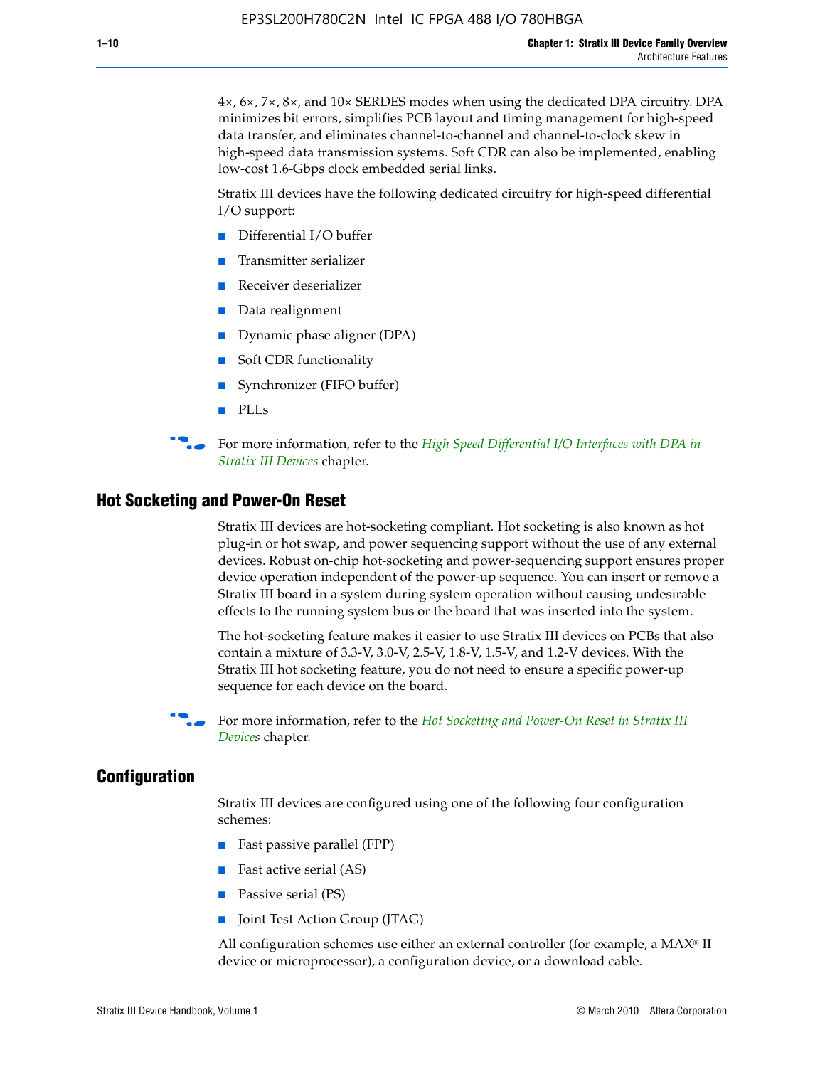4×, 6×, 7×, 8×, and 10× SERDES modes when using the dedicated DPA circuitry. DPA minimizes bit errors, simplifies PCB layout and timing management for high-speed data transfer, and eliminates channel-to-channel and channel-to-clock skew in high-speed data transmission systems. Soft CDR can also be implemented, enabling low-cost 1.6-Gbps clock embedded serial links.

Stratix III devices have the following dedicated circuitry for high-speed differential I/O support:

- Differential I/O buffer
- Transmitter serializer
- Receiver deserializer
- Data realignment
- Dynamic phase aligner (DPA)
- Soft CDR functionality
- Synchronizer (FIFO buffer)
- PLLs

For more information, refer to the *High Speed Differential I/O Interfaces with DPA in Stratix III Devices* chapter.

## Hot Socketing and Power-On Reset

Stratix III devices are hot-socketing compliant. Hot socketing is also known as hot plug-in or hot swap, and power sequencing support without the use of any external devices. Robust on-chip hot-socketing and power-sequencing support ensures proper device operation independent of the power-up sequence. You can insert or remove a Stratix III board in a system during system operation without causing undesirable effects to the running system bus or the board that was inserted into the system.

The hot-socketing feature makes it easier to use Stratix III devices on PCBs that also contain a mixture of 3.3-V, 3.0-V, 2.5-V, 1.8-V, 1.5-V, and 1.2-V devices. With the Stratix III hot socketing feature, you do not need to ensure a specific power-up sequence for each device on the board.

For more information, refer to the *Hot Socketing and Power-On Reset in Stratix III Devices* chapter.

## Configuration

Stratix III devices are configured using one of the following four configuration schemes:

- Fast passive parallel (FPP)
- Fast active serial (AS)
- Passive serial (PS)
- Joint Test Action Group (JTAG)

All configuration schemes use either an external controller (for example, a MAX® II device or microprocessor), a configuration device, or a download cable.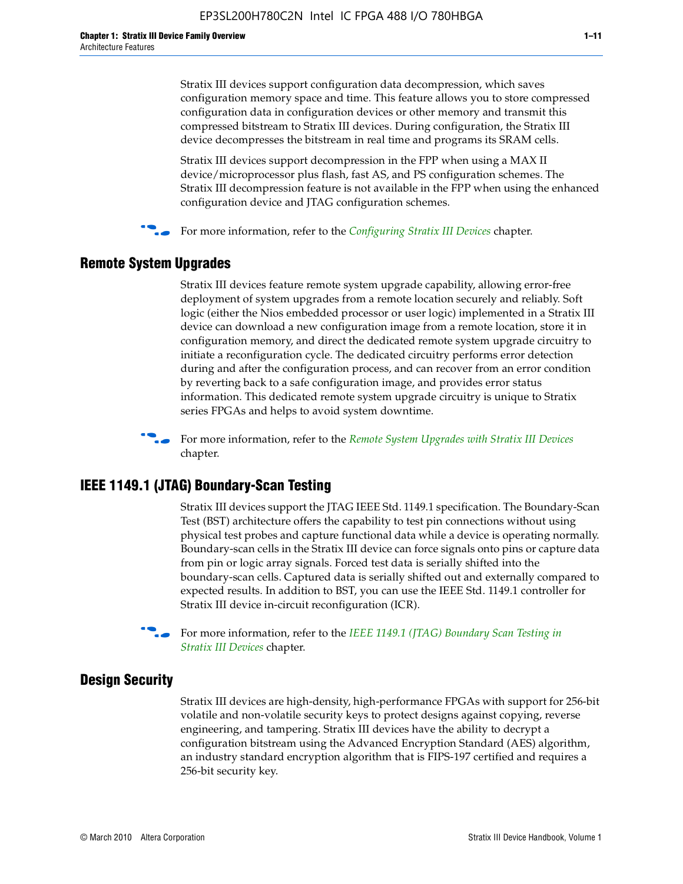Stratix III devices support configuration data decompression, which saves configuration memory space and time. This feature allows you to store compressed configuration data in configuration devices or other memory and transmit this compressed bitstream to Stratix III devices. During configuration, the Stratix III device decompresses the bitstream in real time and programs its SRAM cells.

Stratix III devices support decompression in the FPP when using a MAX II device/microprocessor plus flash, fast AS, and PS configuration schemes. The Stratix III decompression feature is not available in the FPP when using the enhanced configuration device and JTAG configuration schemes.

For more information, refer to the *Configuring Stratix III Devices* chapter.

## Remote System Upgrades

Stratix III devices feature remote system upgrade capability, allowing error-free deployment of system upgrades from a remote location securely and reliably. Soft logic (either the Nios embedded processor or user logic) implemented in a Stratix III device can download a new configuration image from a remote location, store it in configuration memory, and direct the dedicated remote system upgrade circuitry to initiate a reconfiguration cycle. The dedicated circuitry performs error detection during and after the configuration process, and can recover from an error condition by reverting back to a safe configuration image, and provides error status information. This dedicated remote system upgrade circuitry is unique to Stratix series FPGAs and helps to avoid system downtime.

For more information, refer to the *Remote System Upgrades with Stratix III Devices* chapter.

## IEEE 1149.1 (JTAG) Boundary-Scan Testing

Stratix III devices support the JTAG IEEE Std. 1149.1 specification. The Boundary-Scan Test (BST) architecture offers the capability to test pin connections without using physical test probes and capture functional data while a device is operating normally. Boundary-scan cells in the Stratix III device can force signals onto pins or capture data from pin or logic array signals. Forced test data is serially shifted into the boundary-scan cells. Captured data is serially shifted out and externally compared to expected results. In addition to BST, you can use the IEEE Std. 1149.1 controller for Stratix III device in-circuit reconfiguration (ICR).

For more information, refer to the *IEEE 1149.1 (JTAG) Boundary Scan Testing in Stratix III Devices* chapter.

## Design Security

Stratix III devices are high-density, high-performance FPGAs with support for 256-bit volatile and non-volatile security keys to protect designs against copying, reverse engineering, and tampering. Stratix III devices have the ability to decrypt a configuration bitstream using the Advanced Encryption Standard (AES) algorithm, an industry standard encryption algorithm that is FIPS-197 certified and requires a 256-bit security key.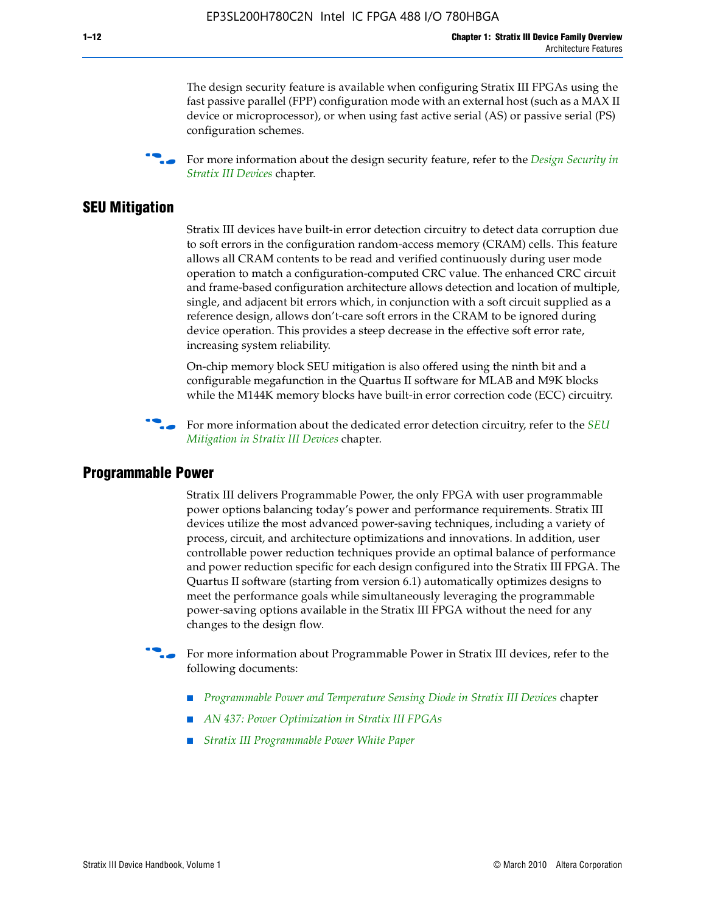The design security feature is available when configuring Stratix III FPGAs using the fast passive parallel (FPP) configuration mode with an external host (such as a MAX II device or microprocessor), or when using fast active serial (AS) or passive serial (PS) configuration schemes.

For more information about the design security feature, refer to the *Design Security in Stratix III Devices* chapter.

## SEU Mitigation

Stratix III devices have built-in error detection circuitry to detect data corruption due to soft errors in the configuration random-access memory (CRAM) cells. This feature allows all CRAM contents to be read and verified continuously during user mode operation to match a configuration-computed CRC value. The enhanced CRC circuit and frame-based configuration architecture allows detection and location of multiple, single, and adjacent bit errors which, in conjunction with a soft circuit supplied as a reference design, allows don't-care soft errors in the CRAM to be ignored during device operation. This provides a steep decrease in the effective soft error rate, increasing system reliability.

On-chip memory block SEU mitigation is also offered using the ninth bit and a configurable megafunction in the Quartus II software for MLAB and M9K blocks while the M144K memory blocks have built-in error correction code (ECC) circuitry.

For more information about the dedicated error detection circuitry, refer to the *SEU Mitigation in Stratix III Devices* chapter.

## Programmable Power

Stratix III delivers Programmable Power, the only FPGA with user programmable power options balancing today's power and performance requirements. Stratix III devices utilize the most advanced power-saving techniques, including a variety of process, circuit, and architecture optimizations and innovations. In addition, user controllable power reduction techniques provide an optimal balance of performance and power reduction specific for each design configured into the Stratix III FPGA. The Quartus II software (starting from version 6.1) automatically optimizes designs to meet the performance goals while simultaneously leveraging the programmable power-saving options available in the Stratix III FPGA without the need for any changes to the design flow.

For more information about Programmable Power in Stratix III devices, refer to the following documents:

- *Programmable Power and Temperature Sensing Diode in Stratix III Devices* chapter
- *AN 437: Power Optimization in Stratix III FPGAs*
- *Stratix III Programmable Power White Paper*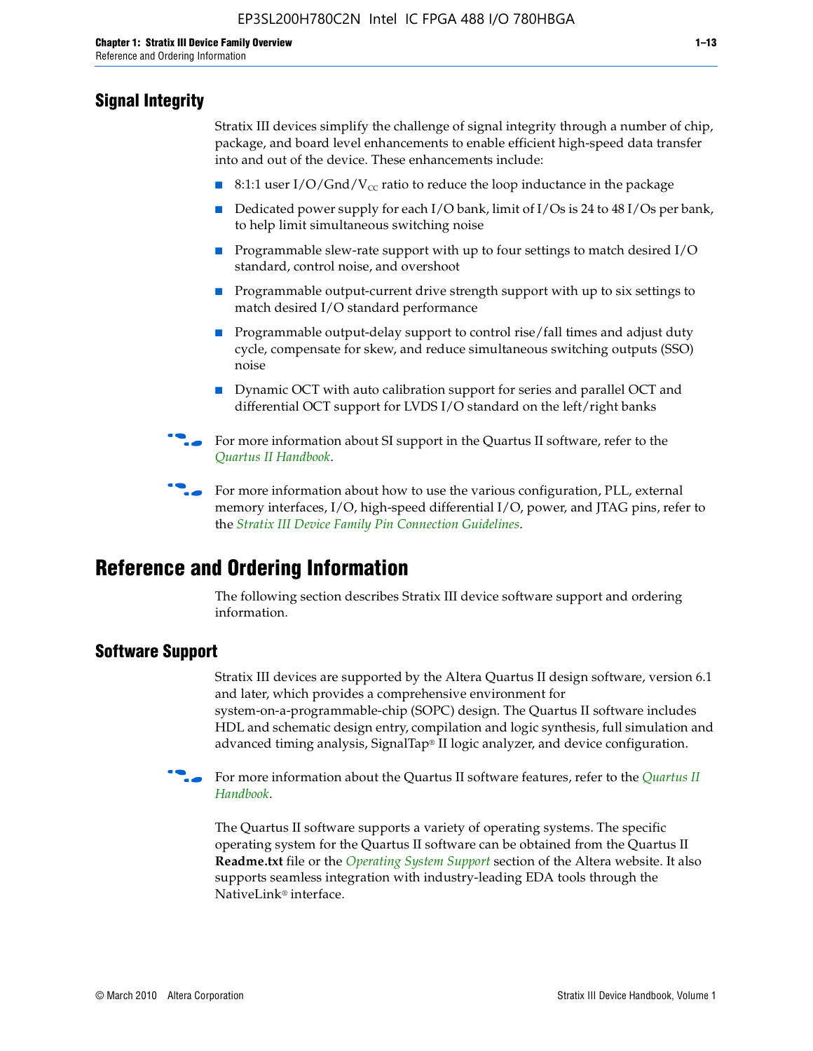## Signal Integrity

Stratix III devices simplify the challenge of signal integrity through a number of chip, package, and board level enhancements to enable efficient high-speed data transfer into and out of the device. These enhancements include:

- 8:1:1 user I/O/Gnd/$V_{CC}$ ratio to reduce the loop inductance in the package
- Dedicated power supply for each I/O bank, limit of I/Os is 24 to 48 I/Os per bank, to help limit simultaneous switching noise
- Programmable slew-rate support with up to four settings to match desired I/O standard, control noise, and overshoot
- Programmable output-current drive strength support with up to six settings to match desired I/O standard performance
- Programmable output-delay support to control rise/fall times and adjust duty cycle, compensate for skew, and reduce simultaneous switching outputs (SSO) noise
- Dynamic OCT with auto calibration support for series and parallel OCT and differential OCT support for LVDS I/O standard on the left/right banks

For more information about SI support in the Quartus II software, refer to the *Quartus II Handbook*.

For more information about how to use the various configuration, PLL, external memory interfaces, I/O, high-speed differential I/O, power, and JTAG pins, refer to the *Stratix III Device Family Pin Connection Guidelines*.

# Reference and Ordering Information

The following section describes Stratix III device software support and ordering information.

## Software Support

Stratix III devices are supported by the Altera Quartus II design software, version 6.1 and later, which provides a comprehensive environment for system-on-a-programmable-chip (SOPC) design. The Quartus II software includes HDL and schematic design entry, compilation and logic synthesis, full simulation and advanced timing analysis, SignalTap® II logic analyzer, and device configuration.

For more information about the Quartus II software features, refer to the *Quartus II Handbook*.

The Quartus II software supports a variety of operating systems. The specific operating system for the Quartus II software can be obtained from the Quartus II **Readme.txt** file or the *Operating System Support* section of the Altera website. It also supports seamless integration with industry-leading EDA tools through the NativeLink® interface.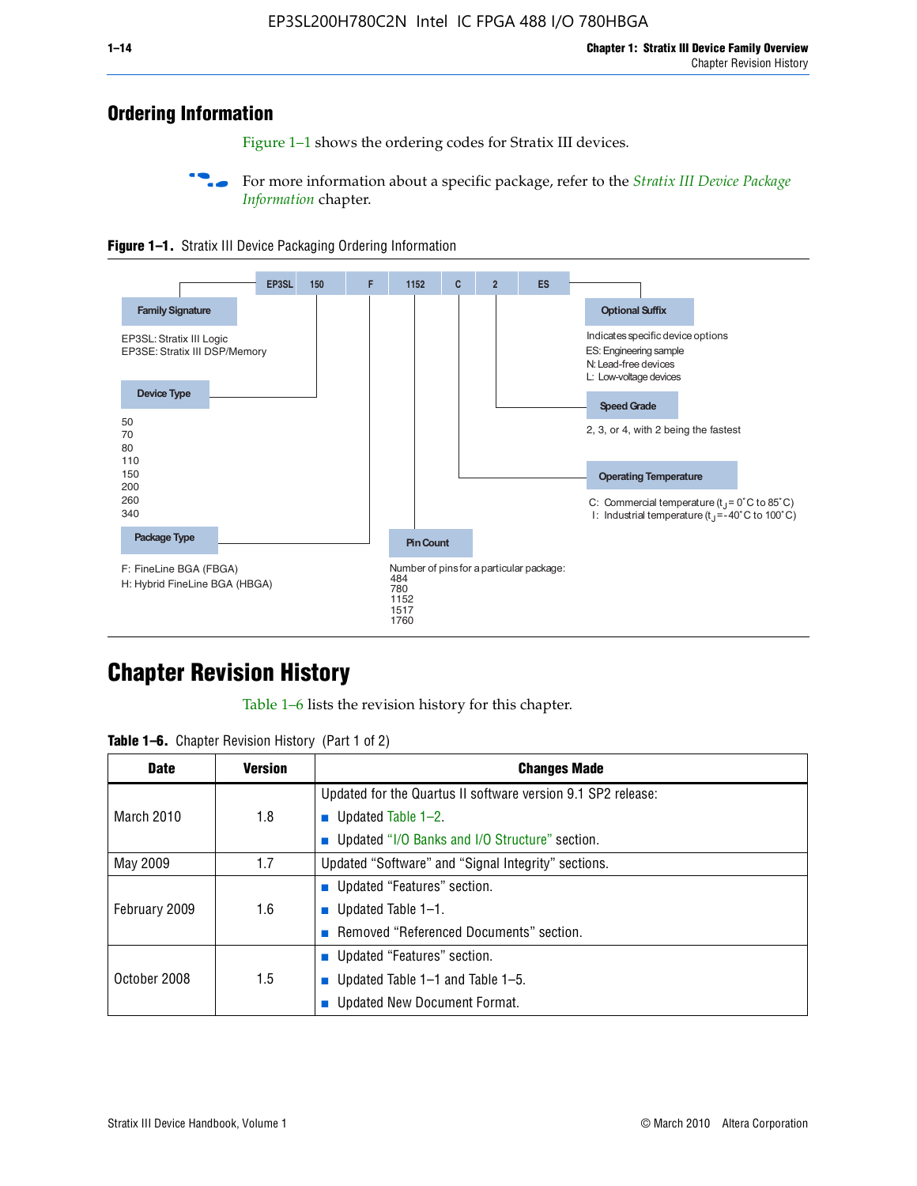## Ordering Information

Figure 1–1 shows the ordering codes for Stratix III devices.

For more information about a specific package, refer to the *Stratix III Device Package Information* chapter.

**Figure 1–1.** Stratix III Device Packaging Ordering Information

EP3SL 150 F 1152 C 2 ES

**Family Signature**

EP3SL: Stratix III Logic
EP3SE: Stratix III DSP/Memory

**Device Type**

50
70
80
110
150
200
260
340

**Package Type**

F: FineLine BGA (FBGA)
H: Hybrid FineLine BGA (HBGA)

**Pin Count**

Number of pins for a particular package:
484
780
1152
1517
1760

**Operating Temperature**

C: Commercial temperature ($t_J$ = 0˚C to 85˚C)
I: Industrial temperature ($t_J$ = -40˚C to 100˚C)

**Speed Grade**

2, 3, or 4, with 2 being the fastest

**Optional Suffix**

Indicates specific device options
ES: Engineering sample
N: Lead-free devices
L: Low-voltage devices

## Chapter Revision History

Table 1–6 lists the revision history for this chapter.

**Table 1–6.** Chapter Revision History (Part 1 of 2)

| Date | Version | Changes Made |
|---|---|---|
| March 2010 | 1.8 | Updated for the Quartus II software version 9.1 SP2 release:<br>■ Updated Table 1–2.<br>■ Updated "I/O Banks and I/O Structure" section. |
| May 2009 | 1.7 | Updated "Software" and "Signal Integrity" sections. |
| February 2009 | 1.6 | ■ Updated "Features" section.<br>■ Updated Table 1–1.<br>■ Removed "Referenced Documents" section. |
| October 2008 | 1.5 | ■ Updated "Features" section.<br>■ Updated Table 1–1 and Table 1–5.<br>■ Updated New Document Format. |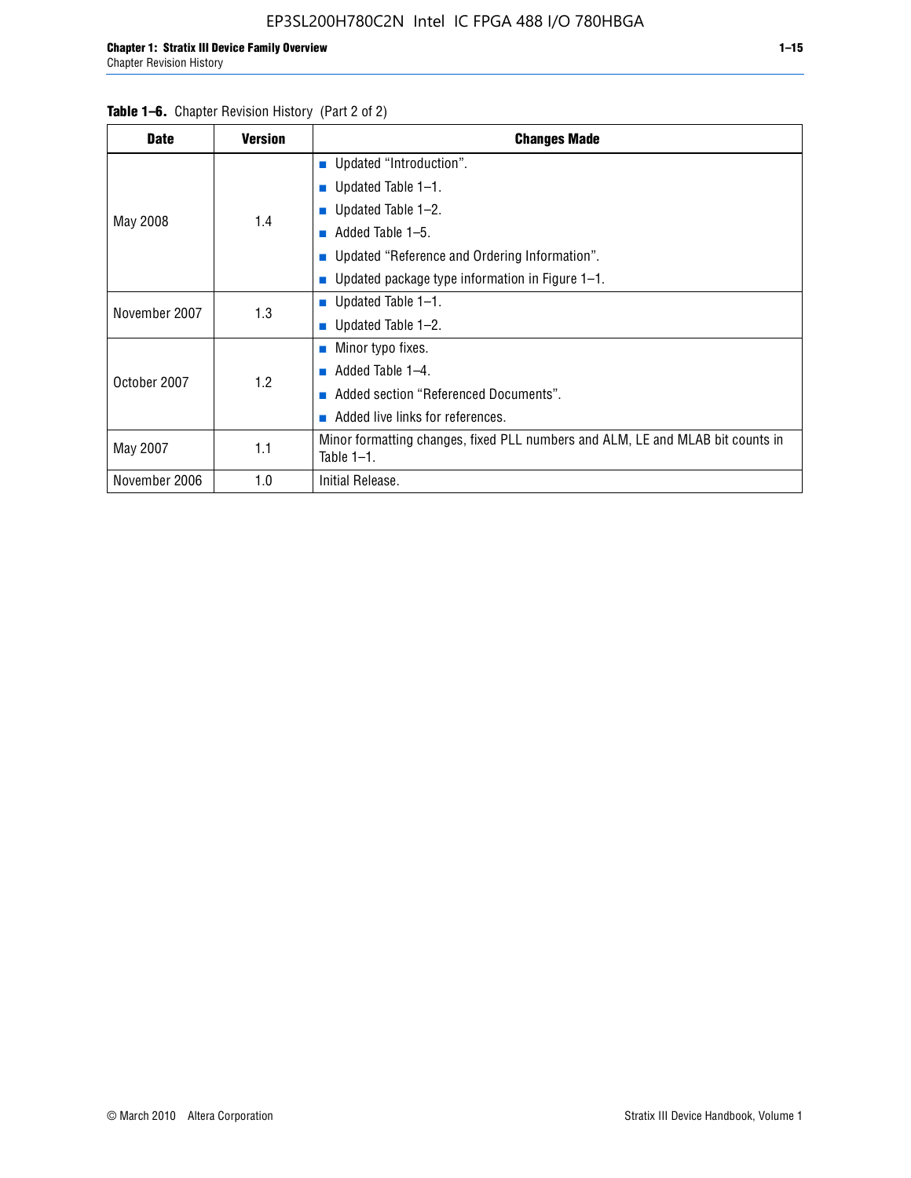**Table 1–6.** Chapter Revision History (Part 2 of 2)

| Date | Version | Changes Made |
|---|---|---|
| May 2008 | 1.4 | ■ Updated “Introduction”.<br>■ Updated Table 1–1.<br>■ Updated Table 1–2.<br>■ Added Table 1–5.<br>■ Updated “Reference and Ordering Information”.<br>■ Updated package type information in Figure 1–1. |
| November 2007 | 1.3 | ■ Updated Table 1–1.<br>■ Updated Table 1–2. |
| October 2007 | 1.2 | ■ Minor typo fixes.<br>■ Added Table 1–4.<br>■ Added section “Referenced Documents”.<br>■ Added live links for references. |
| May 2007 | 1.1 | Minor formatting changes, fixed PLL numbers and ALM, LE and MLAB bit counts in Table 1–1. |
| November 2006 | 1.0 | Initial Release. |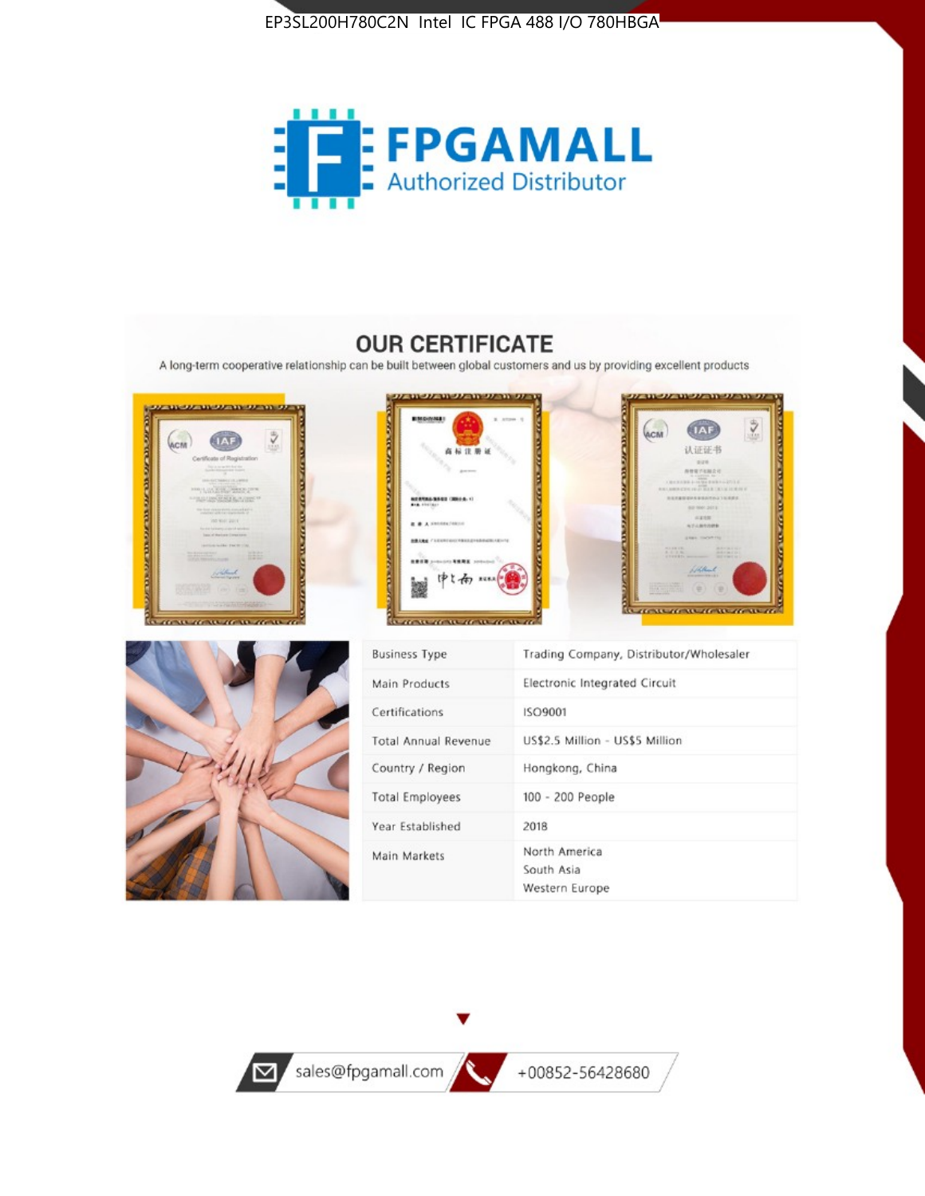FPGAMALL
Authorized Distributor

## OUR CERTIFICATE

A long-term cooperative relationship can be built between global customers and us by providing excellent products

| | |
|---|---|
| Business Type | Trading Company, Distributor/Wholesaler |
| Main Products | Electronic Integrated Circuit |
| Certifications | ISO9001 |
| Total Annual Revenue | US$2.5 Million - US$5 Million |
| Country / Region | Hongkong, China |
| Total Employees | 100 - 200 People |
| Year Established | 2018 |
| Main Markets | North America<br>South Asia<br>Western Europe |

sales@fpgamall.com

+00852-56428680